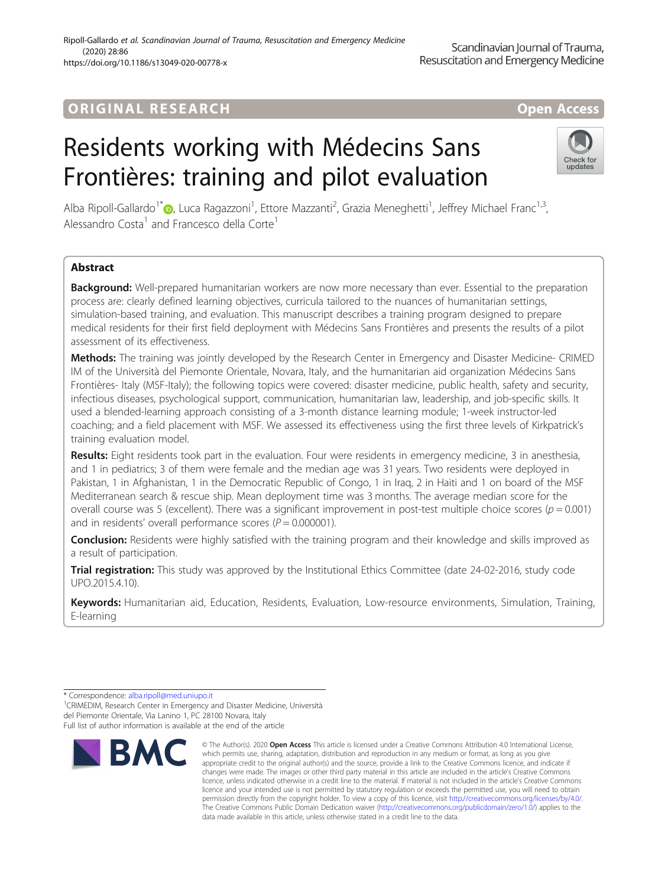ORIGINAL RESEARCH

Open Access

# Residents working with Médecins Sans Frontières: training and pilot evaluation

Alba Ripoll-Gallardo[1*], Luca Ragazzoni[1], Ettore Mazzanti[2], Grazia Meneghetti[1], Jeffrey Michael Franc[1,3], Alessandro Costa[1] and Francesco della Corte[1]

## Abstract

**Background:** Well-prepared humanitarian workers are now more necessary than ever. Essential to the preparation process are: clearly defined learning objectives, curricula tailored to the nuances of humanitarian settings, simulation-based training, and evaluation. This manuscript describes a training program designed to prepare medical residents for their first field deployment with Médecins Sans Frontières and presents the results of a pilot assessment of its effectiveness.

**Methods:** The training was jointly developed by the Research Center in Emergency and Disaster Medicine- CRIMEDIM of the Università del Piemonte Orientale, Novara, Italy, and the humanitarian aid organization Médecins Sans Frontières- Italy (MSF-Italy); the following topics were covered: disaster medicine, public health, safety and security, infectious diseases, psychological support, communication, humanitarian law, leadership, and job-specific skills. It used a blended-learning approach consisting of a 3-month distance learning module; 1-week instructor-led coaching; and a field placement with MSF. We assessed its effectiveness using the first three levels of Kirkpatrick's training evaluation model.

**Results:** Eight residents took part in the evaluation. Four were residents in emergency medicine, 3 in anesthesia, and 1 in pediatrics; 3 of them were female and the median age was 31 years. Two residents were deployed in Pakistan, 1 in Afghanistan, 1 in the Democratic Republic of Congo, 1 in Iraq, 2 in Haiti and 1 on board of the MSF Mediterranean search & rescue ship. Mean deployment time was 3 months. The average median score for the overall course was 5 (excellent). There was a significant improvement in post-test multiple choice scores ($p = 0.001$) and in residents' overall performance scores ($P = 0.000001$).

**Conclusion:** Residents were highly satisfied with the training program and their knowledge and skills improved as a result of participation.

**Trial registration:** This study was approved by the Institutional Ethics Committee (date 24-02-2016, study code UPO.2015.4.10).

**Keywords:** Humanitarian aid, Education, Residents, Evaluation, Low-resource environments, Simulation, Training, E-learning

---

\* Correspondence: alba.ripoll@med.uniupo.it

[1]CRIMEDIM, Research Center in Emergency and Disaster Medicine, Università del Piemonte Orientale, Via Lanino 1, PC 28100 Novara, Italy

Full list of author information is available at the end of the article

© The Author(s). 2020 **Open Access** This article is licensed under a Creative Commons Attribution 4.0 International License, which permits use, sharing, adaptation, distribution and reproduction in any medium or format, as long as you give appropriate credit to the original author(s) and the source, provide a link to the Creative Commons licence, and indicate if changes were made. The images or other third party material in this article are included in the article's Creative Commons licence, unless indicated otherwise in a credit line to the material. If material is not included in the article's Creative Commons licence and your intended use is not permitted by statutory regulation or exceeds the permitted use, you will need to obtain permission directly from the copyright holder. To view a copy of this licence, visit http://creativecommons.org/licenses/by/4.0/. The Creative Commons Public Domain Dedication waiver (http://creativecommons.org/publicdomain/zero/1.0/) applies to the data made available in this article, unless otherwise stated in a credit line to the data.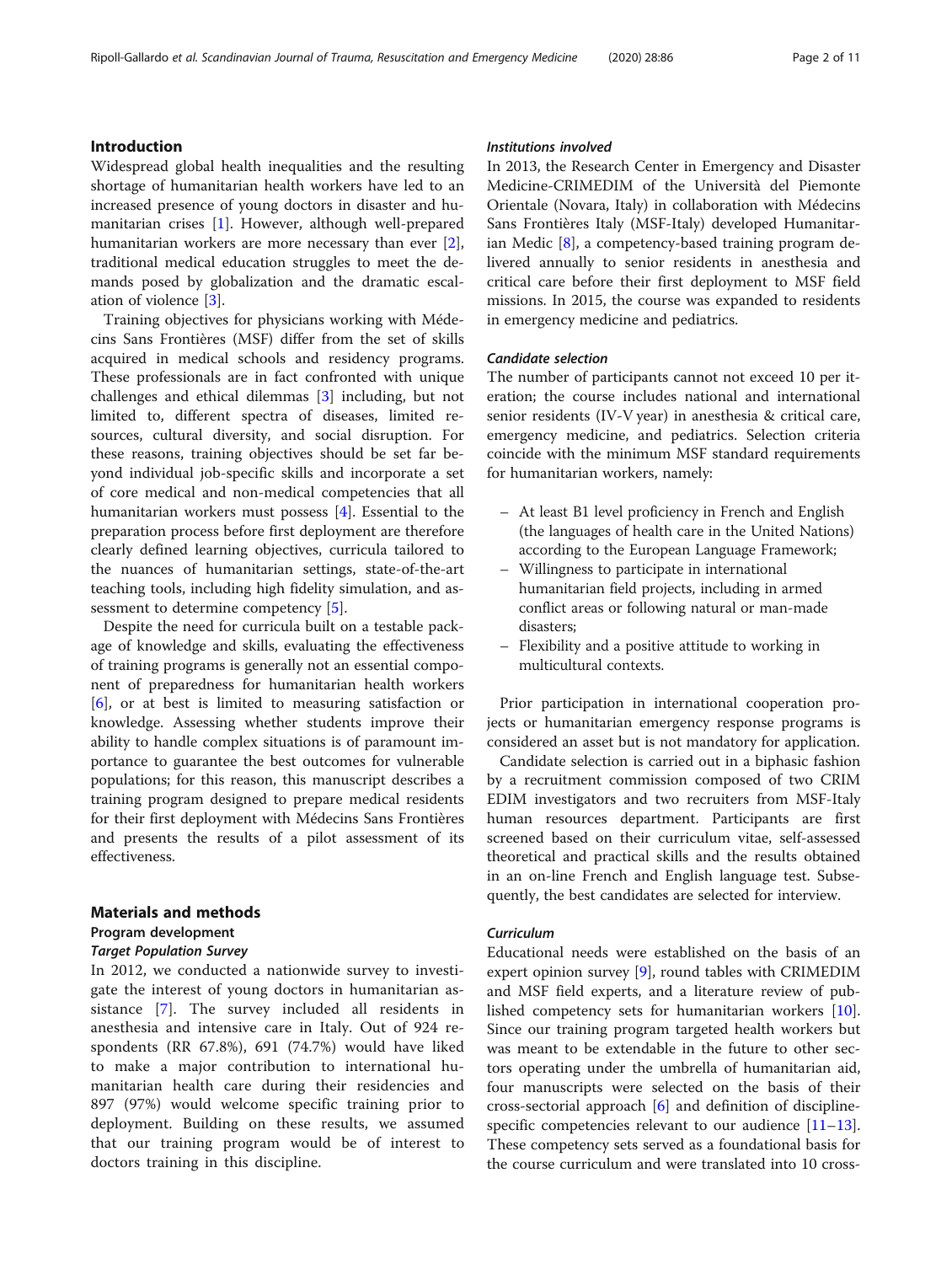## Introduction

Widespread global health inequalities and the resulting shortage of humanitarian health workers have led to an increased presence of young doctors in disaster and humanitarian crises [1]. However, although well-prepared humanitarian workers are more necessary than ever [2], traditional medical education struggles to meet the demands posed by globalization and the dramatic escalation of violence [3].

Training objectives for physicians working with Médecins Sans Frontières (MSF) differ from the set of skills acquired in medical schools and residency programs. These professionals are in fact confronted with unique challenges and ethical dilemmas [3] including, but not limited to, different spectra of diseases, limited resources, cultural diversity, and social disruption. For these reasons, training objectives should be set far beyond individual job-specific skills and incorporate a set of core medical and non-medical competencies that all humanitarian workers must possess [4]. Essential to the preparation process before first deployment are therefore clearly defined learning objectives, curricula tailored to the nuances of humanitarian settings, state-of-the-art teaching tools, including high fidelity simulation, and assessment to determine competency [5].

Despite the need for curricula built on a testable package of knowledge and skills, evaluating the effectiveness of training programs is generally not an essential component of preparedness for humanitarian health workers [6], or at best is limited to measuring satisfaction or knowledge. Assessing whether students improve their ability to handle complex situations is of paramount importance to guarantee the best outcomes for vulnerable populations; for this reason, this manuscript describes a training program designed to prepare medical residents for their first deployment with Médecins Sans Frontières and presents the results of a pilot assessment of its effectiveness.

## Materials and methods

### Program development

#### *Target Population Survey*

In 2012, we conducted a nationwide survey to investigate the interest of young doctors in humanitarian assistance [7]. The survey included all residents in anesthesia and intensive care in Italy. Out of 924 respondents (RR 67.8%), 691 (74.7%) would have liked to make a major contribution to international humanitarian health care during their residencies and 897 (97%) would welcome specific training prior to deployment. Building on these results, we assumed that our training program would be of interest to doctors training in this discipline.

#### *Institutions involved*

In 2013, the Research Center in Emergency and Disaster Medicine-CRIMEDIM of the Università del Piemonte Orientale (Novara, Italy) in collaboration with Médecins Sans Frontières Italy (MSF-Italy) developed Humanitarian Medic [8], a competency-based training program delivered annually to senior residents in anesthesia and critical care before their first deployment to MSF field missions. In 2015, the course was expanded to residents in emergency medicine and pediatrics.

#### *Candidate selection*

The number of participants cannot not exceed 10 per iteration; the course includes national and international senior residents (IV-V year) in anesthesia & critical care, emergency medicine, and pediatrics. Selection criteria coincide with the minimum MSF standard requirements for humanitarian workers, namely:

- At least B1 level proficiency in French and English (the languages of health care in the United Nations) according to the European Language Framework;
- Willingness to participate in international humanitarian field projects, including in armed conflict areas or following natural or man-made disasters;
- Flexibility and a positive attitude to working in multicultural contexts.

Prior participation in international cooperation projects or humanitarian emergency response programs is considered an asset but is not mandatory for application.

Candidate selection is carried out in a biphasic fashion by a recruitment commission composed of two CRIMEDIM investigators and two recruiters from MSF-Italy human resources department. Participants are first screened based on their curriculum vitae, self-assessed theoretical and practical skills and the results obtained in an on-line French and English language test. Subsequently, the best candidates are selected for interview.

#### *Curriculum*

Educational needs were established on the basis of an expert opinion survey [9], round tables with CRIMEDIM and MSF field experts, and a literature review of published competency sets for humanitarian workers [10]. Since our training program targeted health workers but was meant to be extendable in the future to other sectors operating under the umbrella of humanitarian aid, four manuscripts were selected on the basis of their cross-sectorial approach [6] and definition of discipline-specific competencies relevant to our audience [11–13]. These competency sets served as a foundational basis for the course curriculum and were translated into 10 cross-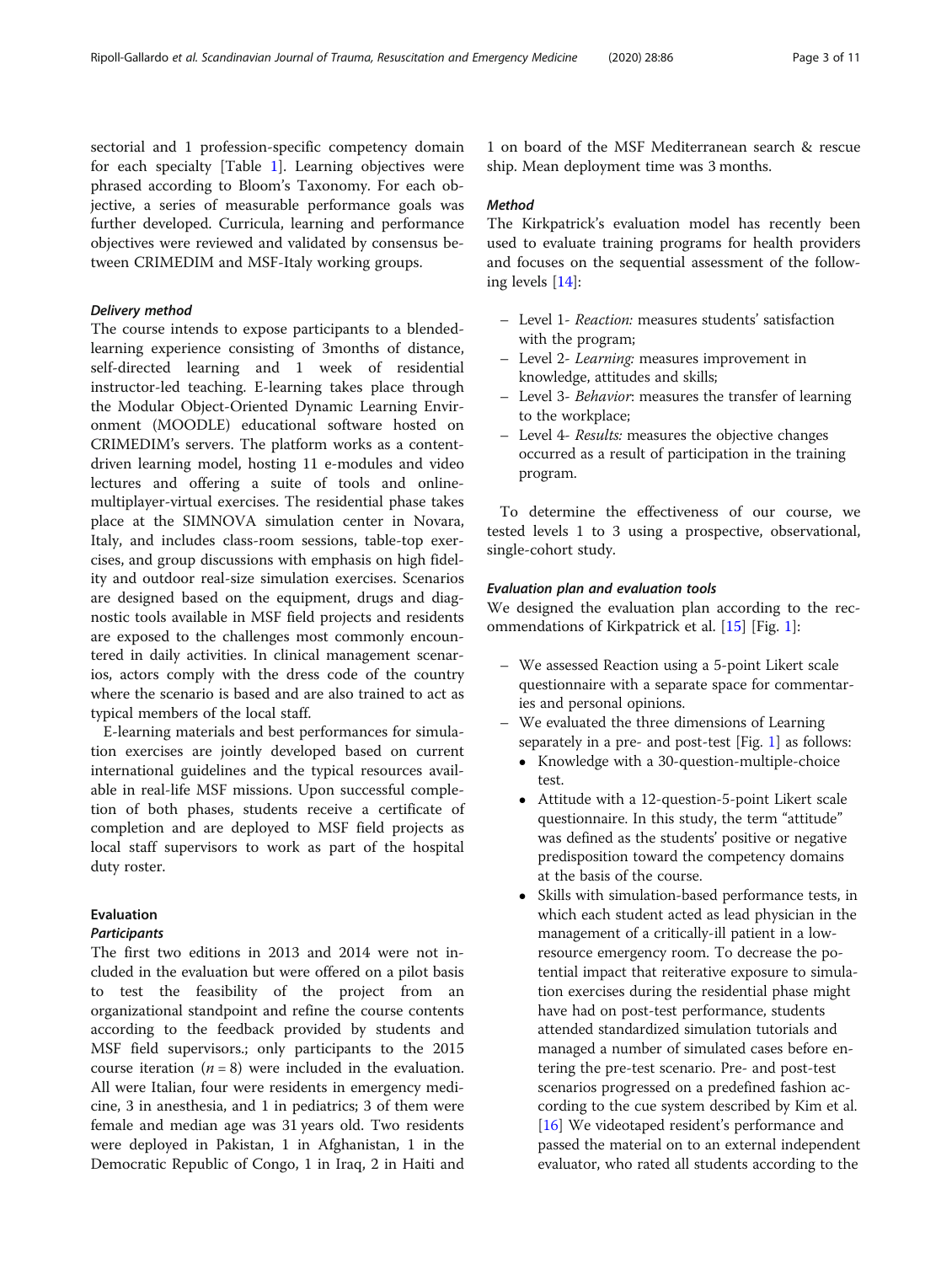sectorial and 1 profession-specific competency domain for each specialty [Table 1]. Learning objectives were phrased according to Bloom's Taxonomy. For each objective, a series of measurable performance goals was further developed. Curricula, learning and performance objectives were reviewed and validated by consensus between CRIMEDIM and MSF-Italy working groups.

#### *Delivery method*

The course intends to expose participants to a blended-learning experience consisting of 3months of distance, self-directed learning and 1 week of residential instructor-led teaching. E-learning takes place through the Modular Object-Oriented Dynamic Learning Environment (MOODLE) educational software hosted on CRIMEDIM's servers. The platform works as a content-driven learning model, hosting 11 e-modules and video lectures and offering a suite of tools and online-multiplayer-virtual exercises. The residential phase takes place at the SIMNOVA simulation center in Novara, Italy, and includes class-room sessions, table-top exercises, and group discussions with emphasis on high fidelity and outdoor real-size simulation exercises. Scenarios are designed based on the equipment, drugs and diagnostic tools available in MSF field projects and residents are exposed to the challenges most commonly encountered in daily activities. In clinical management scenarios, actors comply with the dress code of the country where the scenario is based and are also trained to act as typical members of the local staff.

E-learning materials and best performances for simulation exercises are jointly developed based on current international guidelines and the typical resources available in real-life MSF missions. Upon successful completion of both phases, students receive a certificate of completion and are deployed to MSF field projects as local staff supervisors to work as part of the hospital duty roster.

### Evaluation

#### *Participants*

The first two editions in 2013 and 2014 were not included in the evaluation but were offered on a pilot basis to test the feasibility of the project from an organizational standpoint and refine the course contents according to the feedback provided by students and MSF field supervisors.; only participants to the 2015 course iteration ($n = 8$) were included in the evaluation. All were Italian, four were residents in emergency medicine, 3 in anesthesia, and 1 in pediatrics; 3 of them were female and median age was 31 years old. Two residents were deployed in Pakistan, 1 in Afghanistan, 1 in the Democratic Republic of Congo, 1 in Iraq, 2 in Haiti and 1 on board of the MSF Mediterranean search & rescue ship. Mean deployment time was 3 months.

#### *Method*

The Kirkpatrick's evaluation model has recently been used to evaluate training programs for health providers and focuses on the sequential assessment of the following levels [14]:

- Level 1- *Reaction:* measures students' satisfaction with the program;
- Level 2- *Learning:* measures improvement in knowledge, attitudes and skills;
- Level 3- *Behavior*: measures the transfer of learning to the workplace;
- Level 4- *Results:* measures the objective changes occurred as a result of participation in the training program.

To determine the effectiveness of our course, we tested levels 1 to 3 using a prospective, observational, single-cohort study.

#### *Evaluation plan and evaluation tools*

We designed the evaluation plan according to the recommendations of Kirkpatrick et al. [15] [Fig. 1]:

- We assessed Reaction using a 5-point Likert scale questionnaire with a separate space for commentaries and personal opinions.
- We evaluated the three dimensions of Learning separately in a pre- and post-test [Fig. 1] as follows:
  - Knowledge with a 30-question-multiple-choice test.
  - Attitude with a 12-question-5-point Likert scale questionnaire. In this study, the term "attitude" was defined as the students' positive or negative predisposition toward the competency domains at the basis of the course.
  - Skills with simulation-based performance tests, in which each student acted as lead physician in the management of a critically-ill patient in a low-resource emergency room. To decrease the potential impact that reiterative exposure to simulation exercises during the residential phase might have had on post-test performance, students attended standardized simulation tutorials and managed a number of simulated cases before entering the pre-test scenario. Pre- and post-test scenarios progressed on a predefined fashion according to the cue system described by Kim et al. [16] We videotaped resident's performance and passed the material on to an external independent evaluator, who rated all students according to the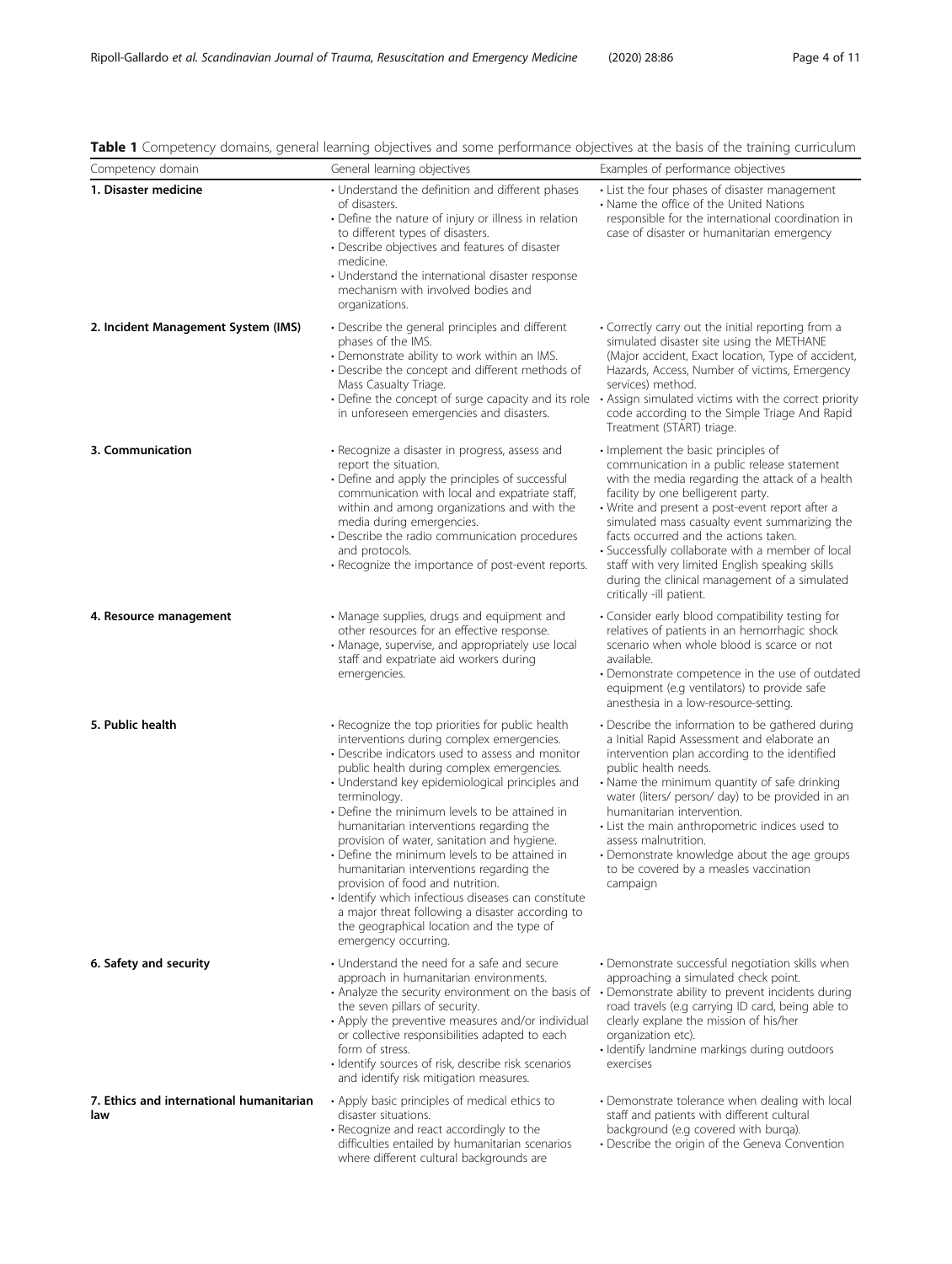**Table 1** Competency domains, general learning objectives and some performance objectives at the basis of the training curriculum

| Competency domain | General learning objectives | Examples of performance objectives |
| --- | --- | --- |
| **1. Disaster medicine** | • Understand the definition and different phases of disasters.<br>• Define the nature of injury or illness in relation to different types of disasters.<br>• Describe objectives and features of disaster medicine.<br>• Understand the international disaster response mechanism with involved bodies and organizations. | • List the four phases of disaster management<br>• Name the office of the United Nations responsible for the international coordination in case of disaster or humanitarian emergency |
| **2. Incident Management System (IMS)** | • Describe the general principles and different phases of the IMS.<br>• Demonstrate ability to work within an IMS.<br>• Describe the concept and different methods of Mass Casualty Triage.<br>• Define the concept of surge capacity and its role in unforeseen emergencies and disasters. | • Correctly carry out the initial reporting from a simulated disaster site using the METHANE (Major accident, Exact location, Type of accident, Hazards, Access, Number of victims, Emergency services) method.<br>• Assign simulated victims with the correct priority code according to the Simple Triage And Rapid Treatment (START) triage. |
| **3. Communication** | • Recognize a disaster in progress, assess and report the situation.<br>• Define and apply the principles of successful communication with local and expatriate staff, within and among organizations and with the media during emergencies.<br>• Describe the radio communication procedures and protocols.<br>• Recognize the importance of post-event reports. | • Implement the basic principles of communication in a public release statement with the media regarding the attack of a health facility by one belligerent party.<br>• Write and present a post-event report after a simulated mass casualty event summarizing the facts occurred and the actions taken.<br>• Successfully collaborate with a member of local staff with very limited English speaking skills during the clinical management of a simulated critically -ill patient. |
| **4. Resource management** | • Manage supplies, drugs and equipment and other resources for an effective response.<br>• Manage, supervise, and appropriately use local staff and expatriate aid workers during emergencies. | • Consider early blood compatibility testing for relatives of patients in an hemorrhagic shock scenario when whole blood is scarce or not available.<br>• Demonstrate competence in the use of outdated equipment (e.g ventilators) to provide safe anesthesia in a low-resource-setting. |
| **5. Public health** | • Recognize the top priorities for public health interventions during complex emergencies.<br>• Describe indicators used to assess and monitor public health during complex emergencies.<br>• Understand key epidemiological principles and terminology.<br>• Define the minimum levels to be attained in humanitarian interventions regarding the provision of water, sanitation and hygiene.<br>• Define the minimum levels to be attained in humanitarian interventions regarding the provision of food and nutrition.<br>• Identify which infectious diseases can constitute a major threat following a disaster according to the geographical location and the type of emergency occurring. | • Describe the information to be gathered during a Initial Rapid Assessment and elaborate an intervention plan according to the identified public health needs.<br>• Name the minimum quantity of safe drinking water (liters/ person/ day) to be provided in an humanitarian intervention.<br>• List the main anthropometric indices used to assess malnutrition.<br>• Demonstrate knowledge about the age groups to be covered by a measles vaccination campaign |
| **6. Safety and security** | • Understand the need for a safe and secure approach in humanitarian environments.<br>• Analyze the security environment on the basis of the seven pillars of security.<br>• Apply the preventive measures and/or individual or collective responsibilities adapted to each form of stress.<br>• Identify sources of risk, describe risk scenarios and identify risk mitigation measures. | • Demonstrate successful negotiation skills when approaching a simulated check point.<br>• Demonstrate ability to prevent incidents during road travels (e.g carrying ID card, being able to clearly explane the mission of his/her organization etc).<br>• Identify landmine markings during outdoors exercises |
| **7. Ethics and international humanitarian law** | • Apply basic principles of medical ethics to disaster situations.<br>• Recognize and react accordingly to the difficulties entailed by humanitarian scenarios where different cultural backgrounds are | • Demonstrate tolerance when dealing with local staff and patients with different cultural background (e.g covered with burqa).<br>• Describe the origin of the Geneva Convention |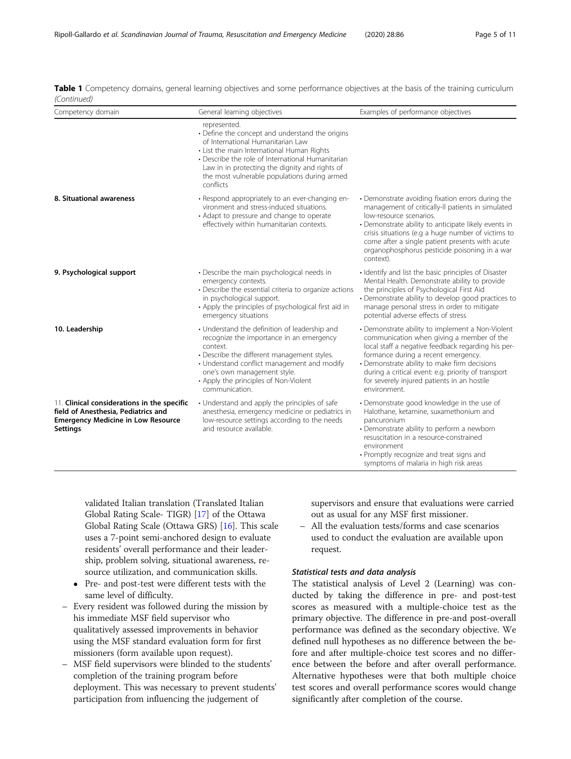**Table 1** Competency domains, general learning objectives and some performance objectives at the basis of the training curriculum *(Continued)*

| Competency domain | General learning objectives | Examples of performance objectives |
|---|---|---|
| | represented.<br>• Define the concept and understand the origins of International Humanitarian Law<br>• List the main International Human Rights<br>• Describe the role of International Humanitarian Law in in protecting the dignity and rights of the most vulnerable populations during armed conflicts | |
| **8. Situational awareness** | • Respond appropriately to an ever-changing environment and stress-induced situations.<br>• Adapt to pressure and change to operate effectively within humanitarian contexts. | • Demonstrate avoiding fixation errors during the management of critically-ll patients in simulated low-resource scenarios.<br>• Demonstrate ability to anticipate likely events in crisis situations (e.g a huge number of victims to come after a single patient presents with acute organophosphorus pesticide poisoning in a war context). |
| **9. Psychological support** | • Describe the main psychological needs in emergency contexts.<br>• Describe the essential criteria to organize actions in psychological support.<br>• Apply the principles of psychological first aid in emergency situations | • Identify and list the basic principles of Disaster Mental Health. Demonstrate ability to provide the principles of Psychological First Aid<br>• Demonstrate ability to develop good practices to manage personal stress in order to mitigate potential adverse effects of stress |
| **10. Leadership** | • Understand the definition of leadership and recognize the importance in an emergency context.<br>• Describe the different management styles.<br>• Understand conflict management and modify one's own management style.<br>• Apply the principles of Non-Violent communication. | • Demonstrate ability to implement a Non-Violent communication when giving a member of the local staff a negative feedback regarding his performance during a recent emergency.<br>• Demonstrate ability to make firm decisions during a critical event: e.g. priority of transport for severely injured patients in an hostile environment. |
| 11. **Clinical considerations in the specific field of Anesthesia, Pediatrics and Emergency Medicine in Low Resource Settings** | • Understand and apply the principles of safe anesthesia, emergency medicine or pediatrics in low-resource settings according to the needs and resource available. | • Demonstrate good knowledge in the use of Halothane, ketamine, suxamethonium and pancuronium<br>• Demonstrate ability to perform a newborn resuscitation in a resource-constrained environment<br>• Promptly recognize and treat signs and symptoms of malaria in high risk areas |

validated Italian translation (Translated Italian Global Rating Scale- TIGR) [17] of the Ottawa Global Rating Scale (Ottawa GRS) [16]. This scale uses a 7-point semi-anchored design to evaluate residents' overall performance and their leadership, problem solving, situational awareness, resource utilization, and communication skills.

- Pre- and post-test were different tests with the same level of difficulty.

– Every resident was followed during the mission by his immediate MSF field supervisor who qualitatively assessed improvements in behavior using the MSF standard evaluation form for first missioners (form available upon request).

– MSF field supervisors were blinded to the students' completion of the training program before deployment. This was necessary to prevent students' participation from influencing the judgement of supervisors and ensure that evaluations were carried out as usual for any MSF first missioner.

– All the evaluation tests/forms and case scenarios used to conduct the evaluation are available upon request.

### *Statistical tests and data analysis*

The statistical analysis of Level 2 (Learning) was conducted by taking the difference in pre- and post-test scores as measured with a multiple-choice test as the primary objective. The difference in pre-and post-overall performance was defined as the secondary objective. We defined null hypotheses as no difference between the before and after multiple-choice test scores and no difference between the before and after overall performance. Alternative hypotheses were that both multiple choice test scores and overall performance scores would change significantly after completion of the course.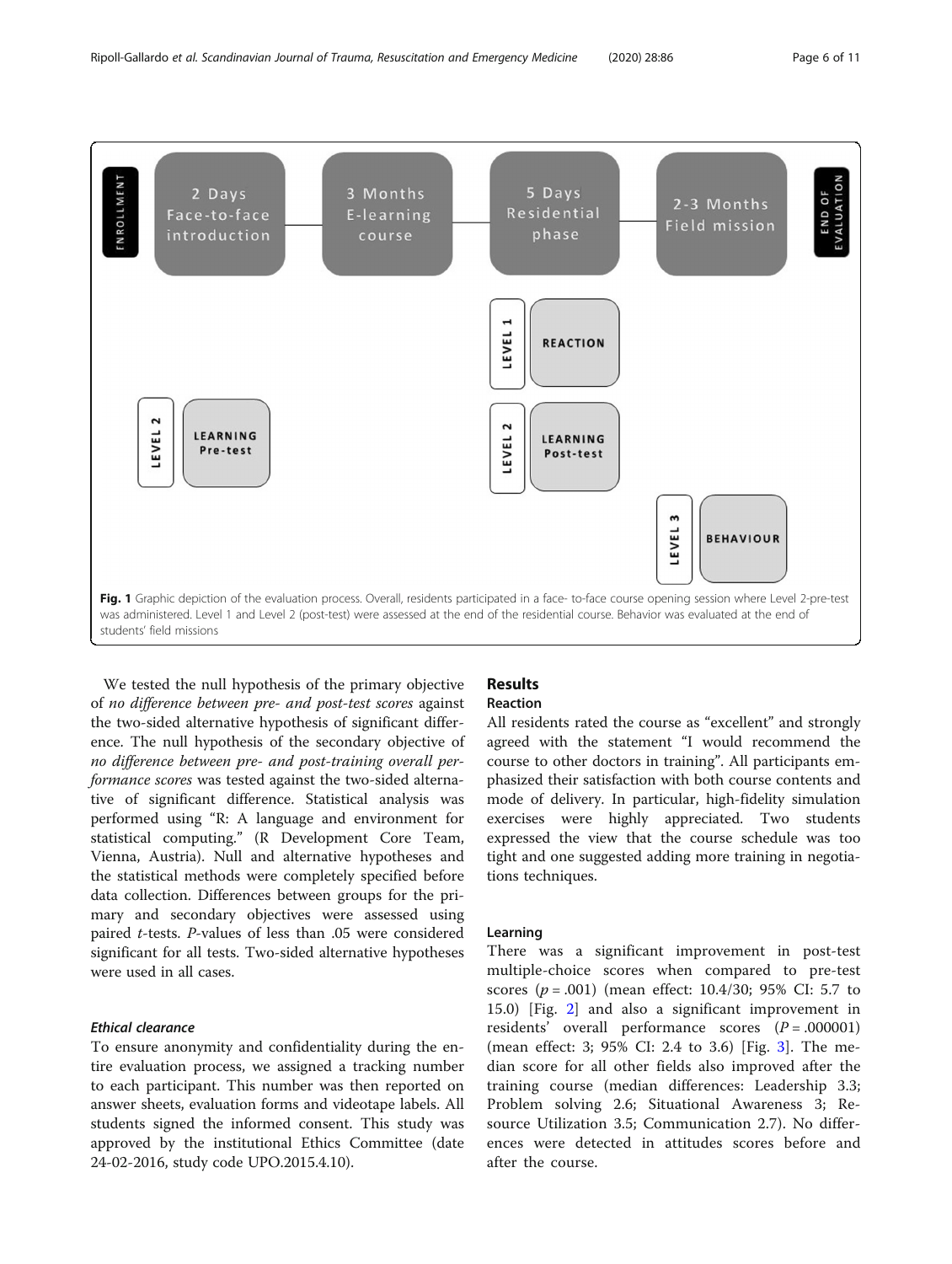Fig. 1 Graphic depiction of the evaluation process. Overall, residents participated in a face- to-face course opening session where Level 2-pre-test was administered. Level 1 and Level 2 (post-test) were assessed at the end of the residential course. Behavior was evaluated at the end of students' field missions

We tested the null hypothesis of the primary objective of *no difference between pre- and post-test scores* against the two-sided alternative hypothesis of significant difference. The null hypothesis of the secondary objective of *no difference between pre- and post-training overall performance scores* was tested against the two-sided alternative of significant difference. Statistical analysis was performed using "R: A language and environment for statistical computing." (R Development Core Team, Vienna, Austria). Null and alternative hypotheses and the statistical methods were completely specified before data collection. Differences between groups for the primary and secondary objectives were assessed using paired *t*-tests. *P*-values of less than .05 were considered significant for all tests. Two-sided alternative hypotheses were used in all cases.

### Ethical clearance

To ensure anonymity and confidentiality during the entire evaluation process, we assigned a tracking number to each participant. This number was then reported on answer sheets, evaluation forms and videotape labels. All students signed the informed consent. This study was approved by the institutional Ethics Committee (date 24-02-2016, study code UPO.2015.4.10).

## Results

### Reaction

All residents rated the course as "excellent" and strongly agreed with the statement "I would recommend the course to other doctors in training". All participants emphasized their satisfaction with both course contents and mode of delivery. In particular, high-fidelity simulation exercises were highly appreciated. Two students expressed the view that the course schedule was too tight and one suggested adding more training in negotiations techniques.

### Learning

There was a significant improvement in post-test multiple-choice scores when compared to pre-test scores ($p = .001$) (mean effect: 10.4/30; 95% CI: 5.7 to 15.0) [Fig. 2] and also a significant improvement in residents' overall performance scores ($P = .000001$) (mean effect: 3; 95% CI: 2.4 to 3.6) [Fig. 3]. The median score for all other fields also improved after the training course (median differences: Leadership 3.3; Problem solving 2.6; Situational Awareness 3; Resource Utilization 3.5; Communication 2.7). No differences were detected in attitudes scores before and after the course.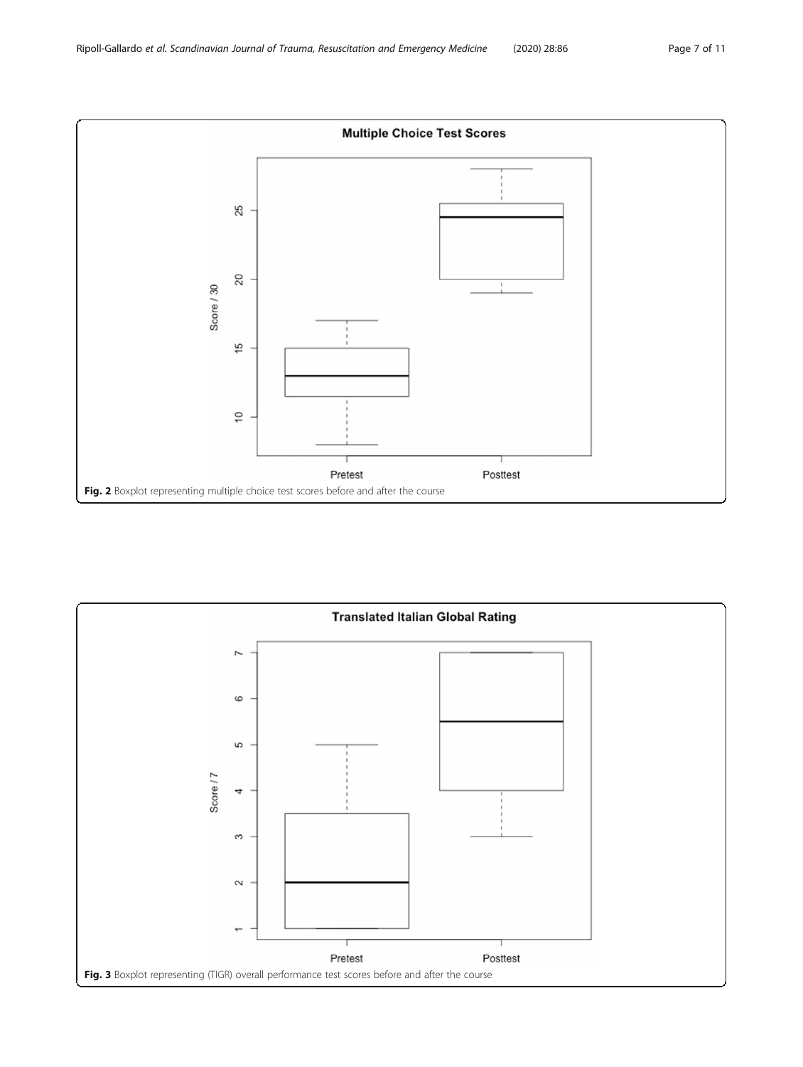**Fig. 2** Boxplot representing multiple choice test scores before and after the course

**Fig. 3** Boxplot representing (TIGR) overall performance test scores before and after the course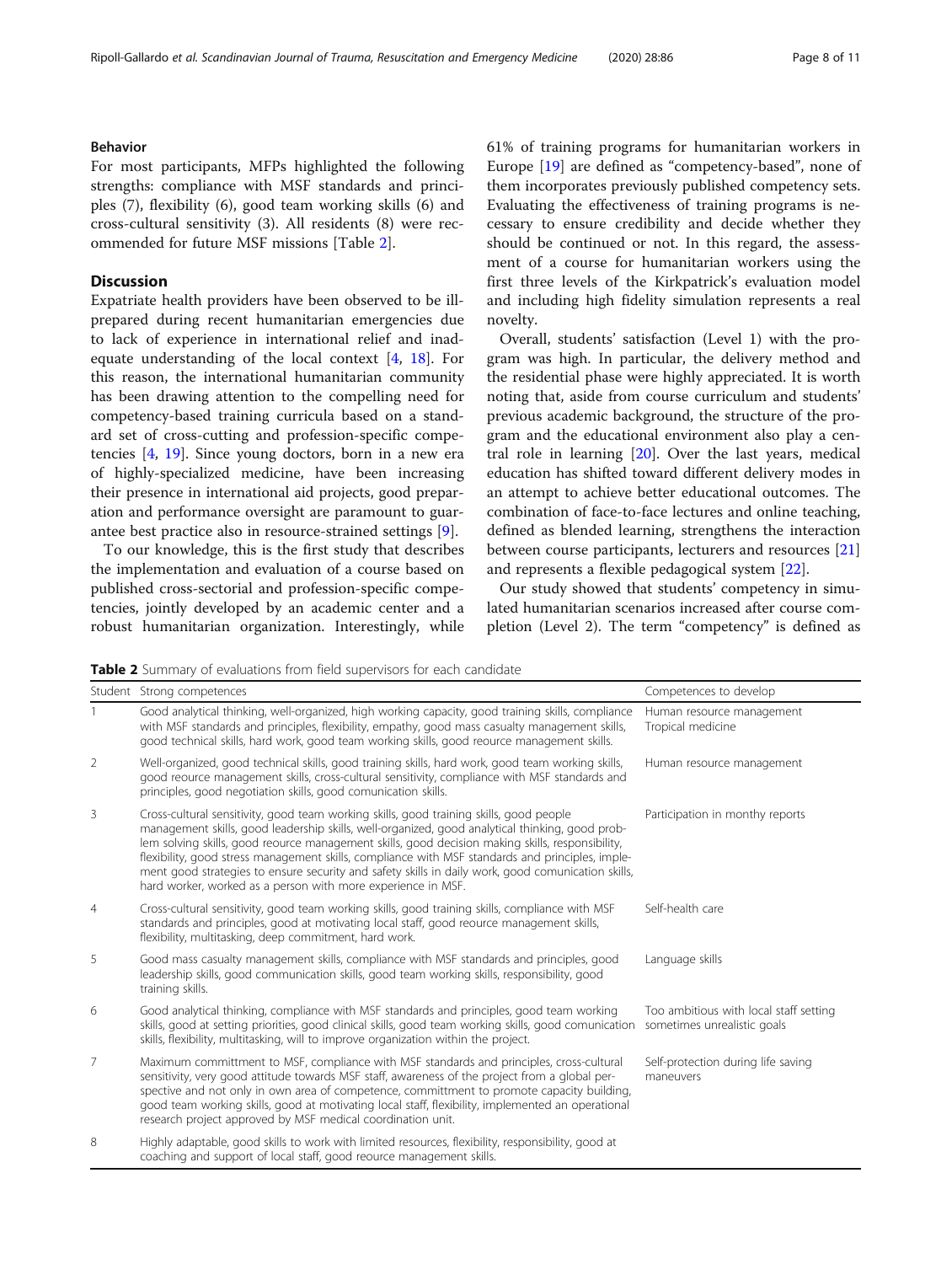### Behavior

For most participants, MFPs highlighted the following strengths: compliance with MSF standards and principles (7), flexibility (6), good team working skills (6) and cross-cultural sensitivity (3). All residents (8) were recommended for future MSF missions [Table 2].

## Discussion

Expatriate health providers have been observed to be ill-prepared during recent humanitarian emergencies due to lack of experience in international relief and inadequate understanding of the local context [4, 18]. For this reason, the international humanitarian community has been drawing attention to the compelling need for competency-based training curricula based on a standard set of cross-cutting and profession-specific competencies [4, 19]. Since young doctors, born in a new era of highly-specialized medicine, have been increasing their presence in international aid projects, good preparation and performance oversight are paramount to guarantee best practice also in resource-strained settings [9].

To our knowledge, this is the first study that describes the implementation and evaluation of a course based on published cross-sectorial and profession-specific competencies, jointly developed by an academic center and a robust humanitarian organization. Interestingly, while 61% of training programs for humanitarian workers in Europe [19] are defined as "competency-based", none of them incorporates previously published competency sets. Evaluating the effectiveness of training programs is necessary to ensure credibility and decide whether they should be continued or not. In this regard, the assessment of a course for humanitarian workers using the first three levels of the Kirkpatrick's evaluation model and including high fidelity simulation represents a real novelty.

Overall, students' satisfaction (Level 1) with the program was high. In particular, the delivery method and the residential phase were highly appreciated. It is worth noting that, aside from course curriculum and students' previous academic background, the structure of the program and the educational environment also play a central role in learning [20]. Over the last years, medical education has shifted toward different delivery modes in an attempt to achieve better educational outcomes. The combination of face-to-face lectures and online teaching, defined as blended learning, strengthens the interaction between course participants, lecturers and resources [21] and represents a flexible pedagogical system [22].

Our study showed that students' competency in simulated humanitarian scenarios increased after course completion (Level 2). The term "competency" is defined as

**Table 2** Summary of evaluations from field supervisors for each candidate

| Student | Strong competences | Competences to develop |
|---|---|---|
| 1 | Good analytical thinking, well-organized, high working capacity, good training skills, compliance with MSF standards and principles, flexibility, empathy, good mass casualty management skills, good technical skills, hard work, good team working skills, good reource management skills. | Human resource management Tropical medicine |
| 2 | Well-organized, good technical skills, good training skills, hard work, good team working skills, good reource management skills, cross-cultural sensitivity, compliance with MSF standards and principles, good negotiation skills, good comunication skills. | Human resource management |
| 3 | Cross-cultural sensitivity, good team working skills, good training skills, good people management skills, good leadership skills, well-organized, good analytical thinking, good problem solving skills, good reource management skills, good decision making skills, responsibility, flexibility, good stress management skills, compliance with MSF standards and principles, implement good strategies to ensure security and safety skills in daily work, good comunication skills, hard worker, worked as a person with more experience in MSF. | Participation in monthy reports |
| 4 | Cross-cultural sensitivity, good team working skills, good training skills, compliance with MSF standards and principles, good at motivating local staff, good reource management skills, flexibility, multitasking, deep commitment, hard work. | Self-health care |
| 5 | Good mass casualty management skills, compliance with MSF standards and principles, good leadership skills, good communication skills, good team working skills, responsibility, good training skills. | Language skills |
| 6 | Good analytical thinking, compliance with MSF standards and principles, good team working skills, good at setting priorities, good clinical skills, good team working skills, good comunication skills, flexibility, multitasking, will to improve organization within the project. | Too ambitious with local staff setting sometimes unrealistic goals |
| 7 | Maximum committment to MSF, compliance with MSF standards and principles, cross-cultural sensitivity, very good attitude towards MSF staff, awareness of the project from a global perspective and not only in own area of competence, committment to promote capacity building, good team working skills, good at motivating local staff, flexibility, implemented an operational research project approved by MSF medical coordination unit. | Self-protection during life saving maneuvers |
| 8 | Highly adaptable, good skills to work with limited resources, flexibility, responsibility, good at coaching and support of local staff, good reource management skills. | |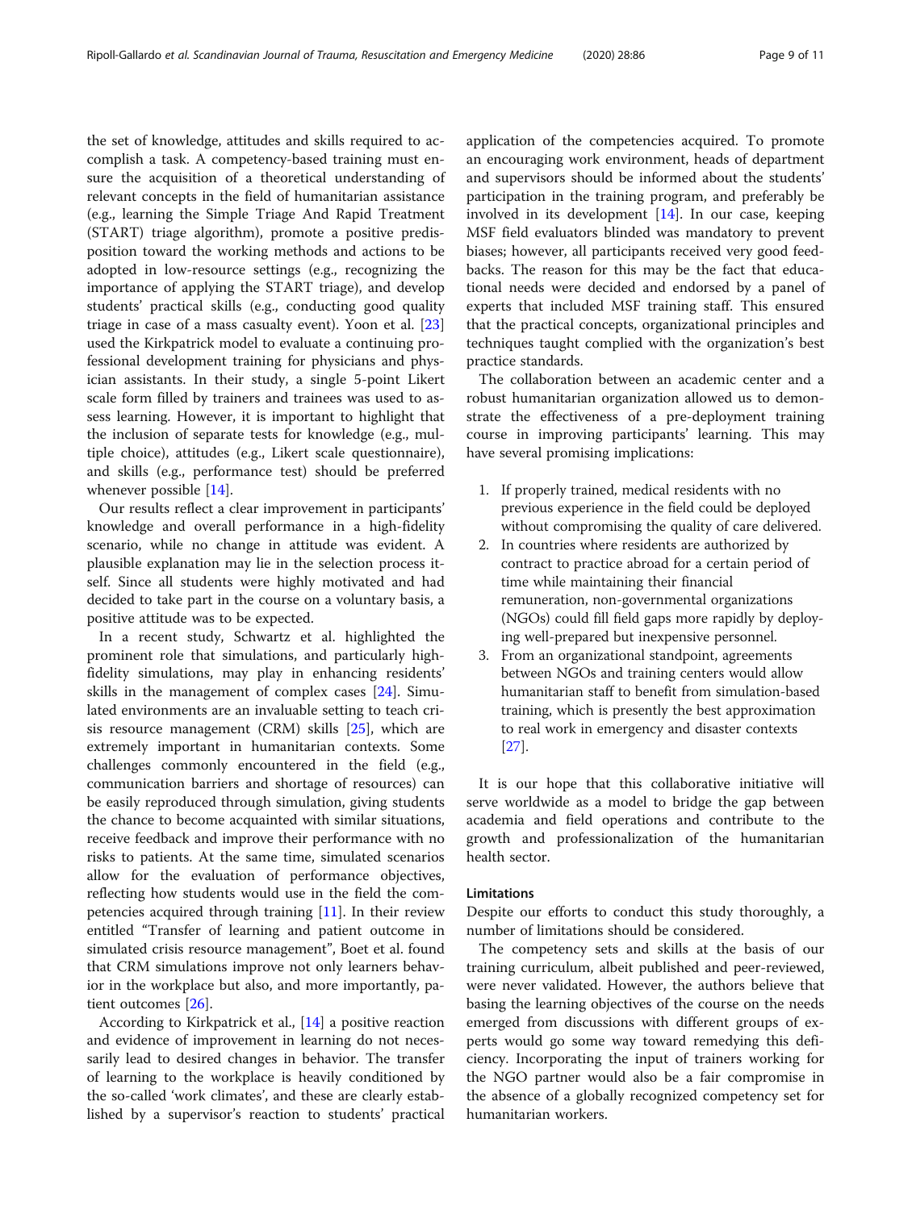the set of knowledge, attitudes and skills required to accomplish a task. A competency-based training must ensure the acquisition of a theoretical understanding of relevant concepts in the field of humanitarian assistance (e.g., learning the Simple Triage And Rapid Treatment (START) triage algorithm), promote a positive predisposition toward the working methods and actions to be adopted in low-resource settings (e.g., recognizing the importance of applying the START triage), and develop students' practical skills (e.g., conducting good quality triage in case of a mass casualty event). Yoon et al. [23] used the Kirkpatrick model to evaluate a continuing professional development training for physicians and physician assistants. In their study, a single 5-point Likert scale form filled by trainers and trainees was used to assess learning. However, it is important to highlight that the inclusion of separate tests for knowledge (e.g., multiple choice), attitudes (e.g., Likert scale questionnaire), and skills (e.g., performance test) should be preferred whenever possible [14].

Our results reflect a clear improvement in participants' knowledge and overall performance in a high-fidelity scenario, while no change in attitude was evident. A plausible explanation may lie in the selection process itself. Since all students were highly motivated and had decided to take part in the course on a voluntary basis, a positive attitude was to be expected.

In a recent study, Schwartz et al. highlighted the prominent role that simulations, and particularly high-fidelity simulations, may play in enhancing residents' skills in the management of complex cases [24]. Simulated environments are an invaluable setting to teach crisis resource management (CRM) skills [25], which are extremely important in humanitarian contexts. Some challenges commonly encountered in the field (e.g., communication barriers and shortage of resources) can be easily reproduced through simulation, giving students the chance to become acquainted with similar situations, receive feedback and improve their performance with no risks to patients. At the same time, simulated scenarios allow for the evaluation of performance objectives, reflecting how students would use in the field the competencies acquired through training [11]. In their review entitled "Transfer of learning and patient outcome in simulated crisis resource management", Boet et al. found that CRM simulations improve not only learners behavior in the workplace but also, and more importantly, patient outcomes [26].

According to Kirkpatrick et al., [14] a positive reaction and evidence of improvement in learning do not necessarily lead to desired changes in behavior. The transfer of learning to the workplace is heavily conditioned by the so-called 'work climates', and these are clearly established by a supervisor's reaction to students' practical application of the competencies acquired. To promote an encouraging work environment, heads of department and supervisors should be informed about the students' participation in the training program, and preferably be involved in its development [14]. In our case, keeping MSF field evaluators blinded was mandatory to prevent biases; however, all participants received very good feedbacks. The reason for this may be the fact that educational needs were decided and endorsed by a panel of experts that included MSF training staff. This ensured that the practical concepts, organizational principles and techniques taught complied with the organization's best practice standards.

The collaboration between an academic center and a robust humanitarian organization allowed us to demonstrate the effectiveness of a pre-deployment training course in improving participants' learning. This may have several promising implications:

1. If properly trained, medical residents with no previous experience in the field could be deployed without compromising the quality of care delivered.
2. In countries where residents are authorized by contract to practice abroad for a certain period of time while maintaining their financial remuneration, non-governmental organizations (NGOs) could fill field gaps more rapidly by deploying well-prepared but inexpensive personnel.
3. From an organizational standpoint, agreements between NGOs and training centers would allow humanitarian staff to benefit from simulation-based training, which is presently the best approximation to real work in emergency and disaster contexts [27].

It is our hope that this collaborative initiative will serve worldwide as a model to bridge the gap between academia and field operations and contribute to the growth and professionalization of the humanitarian health sector.

## Limitations

Despite our efforts to conduct this study thoroughly, a number of limitations should be considered.

The competency sets and skills at the basis of our training curriculum, albeit published and peer-reviewed, were never validated. However, the authors believe that basing the learning objectives of the course on the needs emerged from discussions with different groups of experts would go some way toward remedying this deficiency. Incorporating the input of trainers working for the NGO partner would also be a fair compromise in the absence of a globally recognized competency set for humanitarian workers.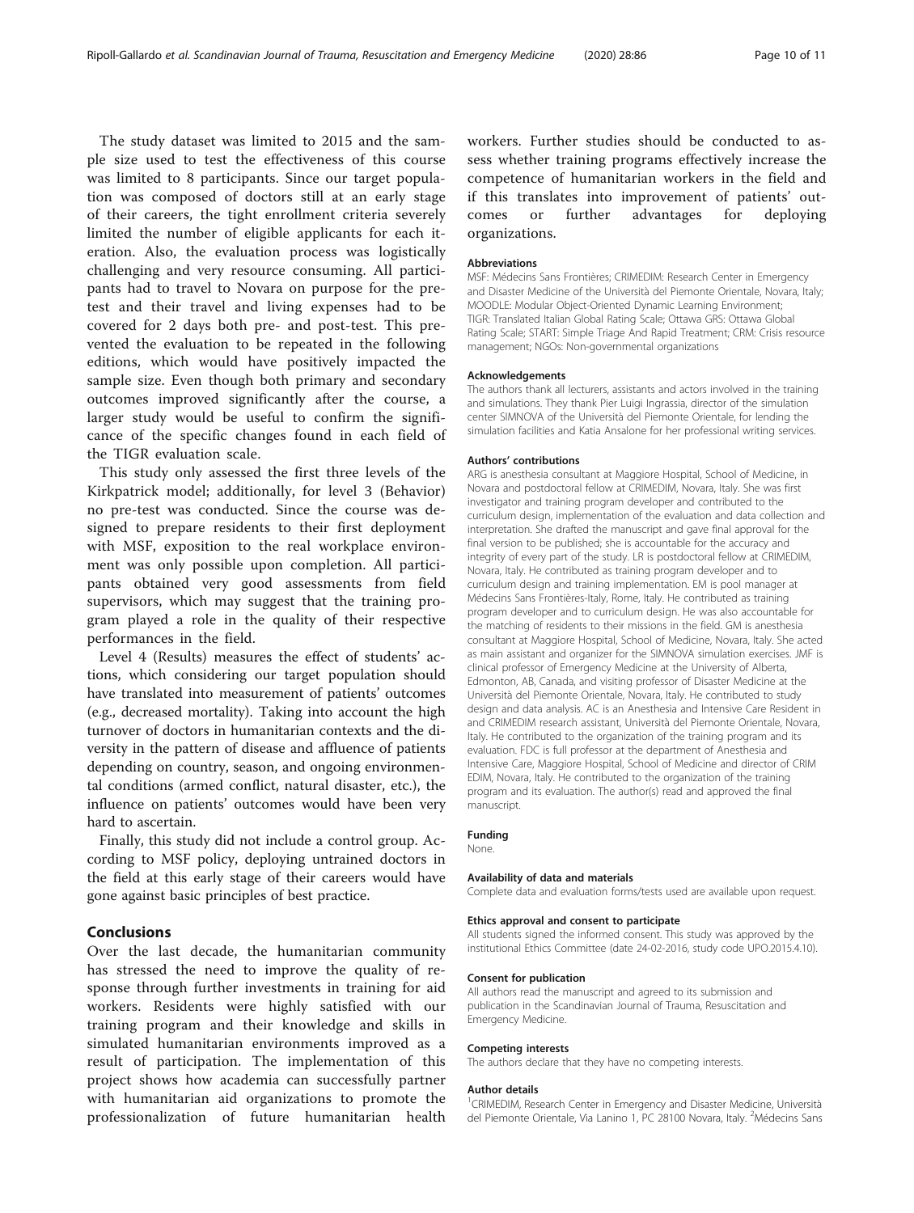The study dataset was limited to 2015 and the sample size used to test the effectiveness of this course was limited to 8 participants. Since our target population was composed of doctors still at an early stage of their careers, the tight enrollment criteria severely limited the number of eligible applicants for each iteration. Also, the evaluation process was logistically challenging and very resource consuming. All participants had to travel to Novara on purpose for the pre-test and their travel and living expenses had to be covered for 2 days both pre- and post-test. This prevented the evaluation to be repeated in the following editions, which would have positively impacted the sample size. Even though both primary and secondary outcomes improved significantly after the course, a larger study would be useful to confirm the significance of the specific changes found in each field of the TIGR evaluation scale.

This study only assessed the first three levels of the Kirkpatrick model; additionally, for level 3 (Behavior) no pre-test was conducted. Since the course was designed to prepare residents to their first deployment with MSF, exposition to the real workplace environment was only possible upon completion. All participants obtained very good assessments from field supervisors, which may suggest that the training program played a role in the quality of their respective performances in the field.

Level 4 (Results) measures the effect of students' actions, which considering our target population should have translated into measurement of patients' outcomes (e.g., decreased mortality). Taking into account the high turnover of doctors in humanitarian contexts and the diversity in the pattern of disease and affluence of patients depending on country, season, and ongoing environmental conditions (armed conflict, natural disaster, etc.), the influence on patients' outcomes would have been very hard to ascertain.

Finally, this study did not include a control group. According to MSF policy, deploying untrained doctors in the field at this early stage of their careers would have gone against basic principles of best practice.

## Conclusions

Over the last decade, the humanitarian community has stressed the need to improve the quality of response through further investments in training for aid workers. Residents were highly satisfied with our training program and their knowledge and skills in simulated humanitarian environments improved as a result of participation. The implementation of this project shows how academia can successfully partner with humanitarian aid organizations to promote the professionalization of future humanitarian health workers. Further studies should be conducted to assess whether training programs effectively increase the competence of humanitarian workers in the field and if this translates into improvement of patients' outcomes or further advantages for deploying organizations.

#### Abbreviations

MSF: Médecins Sans Frontières; CRIMEDIM: Research Center in Emergency and Disaster Medicine of the Università del Piemonte Orientale, Novara, Italy; MOODLE: Modular Object-Oriented Dynamic Learning Environment; TIGR: Translated Italian Global Rating Scale; Ottawa GRS: Ottawa Global Rating Scale; START: Simple Triage And Rapid Treatment; CRM: Crisis resource management; NGOs: Non-governmental organizations

#### Acknowledgements

The authors thank all lecturers, assistants and actors involved in the training and simulations. They thank Pier Luigi Ingrassia, director of the simulation center SIMNOVA of the Università del Piemonte Orientale, for lending the simulation facilities and Katia Ansalone for her professional writing services.

#### Authors' contributions

ARG is anesthesia consultant at Maggiore Hospital, School of Medicine, in Novara and postdoctoral fellow at CRIMEDIM, Novara, Italy. She was first investigator and training program developer and contributed to the curriculum design, implementation of the evaluation and data collection and interpretation. She drafted the manuscript and gave final approval for the final version to be published; she is accountable for the accuracy and integrity of every part of the study. LR is postdoctoral fellow at CRIMEDIM, Novara, Italy. He contributed as training program developer and to curriculum design and training implementation. EM is pool manager at Médecins Sans Frontières-Italy, Rome, Italy. He contributed as training program developer and to curriculum design. He was also accountable for the matching of residents to their missions in the field. GM is anesthesia consultant at Maggiore Hospital, School of Medicine, Novara, Italy. She acted as main assistant and organizer for the SIMNOVA simulation exercises. JMF is clinical professor of Emergency Medicine at the University of Alberta, Edmonton, AB, Canada, and visiting professor of Disaster Medicine at the Università del Piemonte Orientale, Novara, Italy. He contributed to study design and data analysis. AC is an Anesthesia and Intensive Care Resident in and CRIMEDIM research assistant, Università del Piemonte Orientale, Novara, Italy. He contributed to the organization of the training program and its evaluation. FDC is full professor at the department of Anesthesia and Intensive Care, Maggiore Hospital, School of Medicine and director of CRIMEDIM, Novara, Italy. He contributed to the organization of the training program and its evaluation. The author(s) read and approved the final manuscript.

#### Funding

None.

#### Availability of data and materials

Complete data and evaluation forms/tests used are available upon request.

#### Ethics approval and consent to participate

All students signed the informed consent. This study was approved by the institutional Ethics Committee (date 24-02-2016, study code UPO.2015.4.10).

#### Consent for publication

All authors read the manuscript and agreed to its submission and publication in the Scandinavian Journal of Trauma, Resuscitation and Emergency Medicine.

#### Competing interests

The authors declare that they have no competing interests.

#### Author details

[1]CRIMEDIM, Research Center in Emergency and Disaster Medicine, Università del Piemonte Orientale, Via Lanino 1, PC 28100 Novara, Italy. [2]Médecins Sans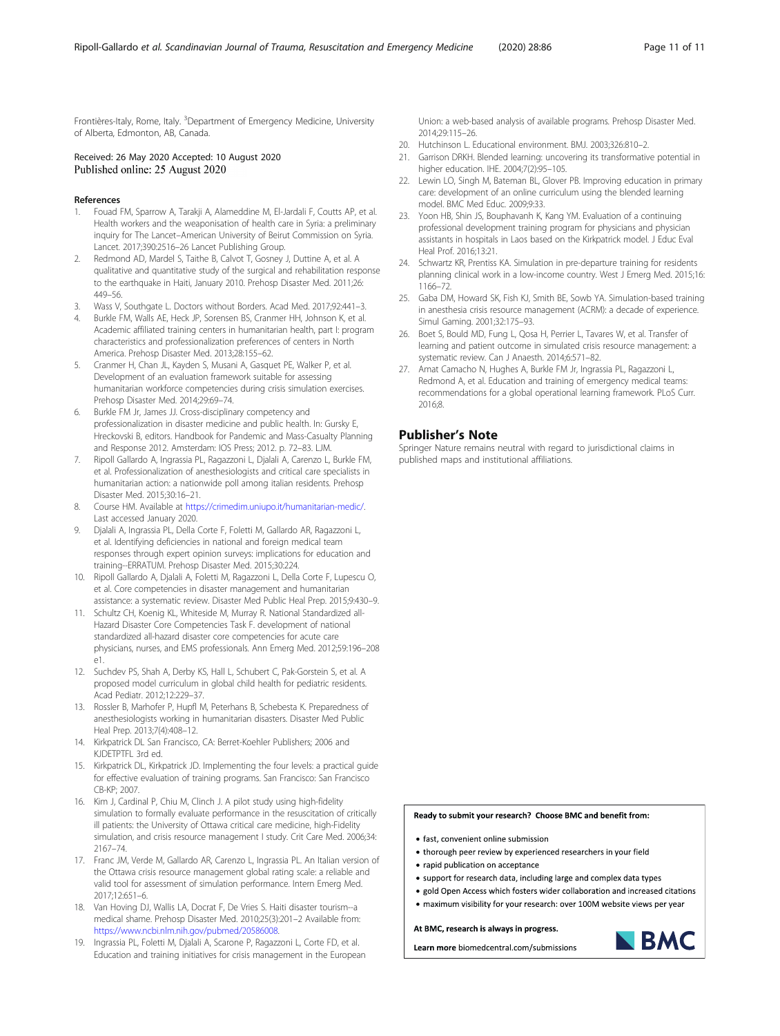Frontières-Italy, Rome, Italy. [3]Department of Emergency Medicine, University of Alberta, Edmonton, AB, Canada.

Received: 26 May 2020 Accepted: 10 August 2020
Published online: 25 August 2020

## References

1. Fouad FM, Sparrow A, Tarakji A, Alameddine M, El-Jardali F, Coutts AP, et al. Health workers and the weaponisation of health care in Syria: a preliminary inquiry for The Lancet–American University of Beirut Commission on Syria. Lancet. 2017;390:2516–26 Lancet Publishing Group.
2. Redmond AD, Mardel S, Taithe B, Calvot T, Gosney J, Duttine A, et al. A qualitative and quantitative study of the surgical and rehabilitation response to the earthquake in Haiti, January 2010. Prehosp Disaster Med. 2011;26: 449–56.
3. Wass V, Southgate L. Doctors without Borders. Acad Med. 2017;92:441–3.
4. Burkle FM, Walls AE, Heck JP, Sorensen BS, Cranmer HH, Johnson K, et al. Academic affiliated training centers in humanitarian health, part I: program characteristics and professionalization preferences of centers in North America. Prehosp Disaster Med. 2013;28:155–62.
5. Cranmer H, Chan JL, Kayden S, Musani A, Gasquet PE, Walker P, et al. Development of an evaluation framework suitable for assessing humanitarian workforce competencies during crisis simulation exercises. Prehosp Disaster Med. 2014;29:69–74.
6. Burkle FM Jr, James JJ. Cross-disciplinary competency and professionalization in disaster medicine and public health. In: Gursky E, Hreckovski B, editors. Handbook for Pandemic and Mass-Casualty Planning and Response 2012. Amsterdam: IOS Press; 2012. p. 72–83. LJM.
7. Ripoll Gallardo A, Ingrassia PL, Ragazzoni L, Djalali A, Carenzo L, Burkle FM, et al. Professionalization of anesthesiologists and critical care specialists in humanitarian action: a nationwide poll among italian residents. Prehosp Disaster Med. 2015;30:16–21.
8. Course HM. Available at https://crimedim.uniupo.it/humanitarian-medic/. Last accessed January 2020.
9. Djalali A, Ingrassia PL, Della Corte F, Foletti M, Gallardo AR, Ragazzoni L, et al. Identifying deficiencies in national and foreign medical team responses through expert opinion surveys: implications for education and training--ERRATUM. Prehosp Disaster Med. 2015;30:224.
10. Ripoll Gallardo A, Djalali A, Foletti M, Ragazzoni L, Della Corte F, Lupescu O, et al. Core competencies in disaster management and humanitarian assistance: a systematic review. Disaster Med Public Heal Prep. 2015;9:430–9.
11. Schultz CH, Koenig KL, Whiteside M, Murray R. National Standardized all-Hazard Disaster Core Competencies Task F. development of national standardized all-hazard disaster core competencies for acute care physicians, nurses, and EMS professionals. Ann Emerg Med. 2012;59:196–208 e1.
12. Suchdev PS, Shah A, Derby KS, Hall L, Schubert C, Pak-Gorstein S, et al. A proposed model curriculum in global child health for pediatric residents. Acad Pediatr. 2012;12:229–37.
13. Rossler B, Marhofer P, Hupfl M, Peterhans B, Schebesta K. Preparedness of anesthesiologists working in humanitarian disasters. Disaster Med Public Heal Prep. 2013;7(4):408–12.
14. Kirkpatrick DL San Francisco, CA: Berret-Koehler Publishers; 2006 and KJDETPTFL 3rd ed.
15. Kirkpatrick DL, Kirkpatrick JD. Implementing the four levels: a practical guide for effective evaluation of training programs. San Francisco: San Francisco CB-KP; 2007.
16. Kim J, Cardinal P, Chiu M, Clinch J. A pilot study using high-fidelity simulation to formally evaluate performance in the resuscitation of critically ill patients: the University of Ottawa critical care medicine, high-Fidelity simulation, and crisis resource management I study. Crit Care Med. 2006;34: 2167–74.
17. Franc JM, Verde M, Gallardo AR, Carenzo L, Ingrassia PL. An Italian version of the Ottawa crisis resource management global rating scale: a reliable and valid tool for assessment of simulation performance. Intern Emerg Med. 2017;12:651–6.
18. Van Hoving DJ, Wallis LA, Docrat F, De Vries S. Haiti disaster tourism--a medical shame. Prehosp Disaster Med. 2010;25(3):201–2 Available from: https://www.ncbi.nlm.nih.gov/pubmed/20586008.
19. Ingrassia PL, Foletti M, Djalali A, Scarone P, Ragazzoni L, Corte FD, et al. Education and training initiatives for crisis management in the European Union: a web-based analysis of available programs. Prehosp Disaster Med. 2014;29:115–26.
20. Hutchinson L. Educational environment. BMJ. 2003;326:810–2.
21. Garrison DRKH. Blended learning: uncovering its transformative potential in higher education. IHE. 2004;7(2):95–105.
22. Lewin LO, Singh M, Bateman BL, Glover PB. Improving education in primary care: development of an online curriculum using the blended learning model. BMC Med Educ. 2009;9:33.
23. Yoon HB, Shin JS, Bouphavanh K, Kang YM. Evaluation of a continuing professional development training program for physicians and physician assistants in hospitals in Laos based on the Kirkpatrick model. J Educ Eval Heal Prof. 2016;13:21.
24. Schwartz KR, Prentiss KA. Simulation in pre-departure training for residents planning clinical work in a low-income country. West J Emerg Med. 2015;16: 1166–72.
25. Gaba DM, Howard SK, Fish KJ, Smith BE, Sowb YA. Simulation-based training in anesthesia crisis resource management (ACRM): a decade of experience. Simul Gaming. 2001;32:175–93.
26. Boet S, Bould MD, Fung L, Qosa H, Perrier L, Tavares W, et al. Transfer of learning and patient outcome in simulated crisis resource management: a systematic review. Can J Anaesth. 2014;6:571–82.
27. Amat Camacho N, Hughes A, Burkle FM Jr, Ingrassia PL, Ragazzoni L, Redmond A, et al. Education and training of emergency medical teams: recommendations for a global operational learning framework. PLoS Curr. 2016;8.

## Publisher's Note

Springer Nature remains neutral with regard to jurisdictional claims in published maps and institutional affiliations.